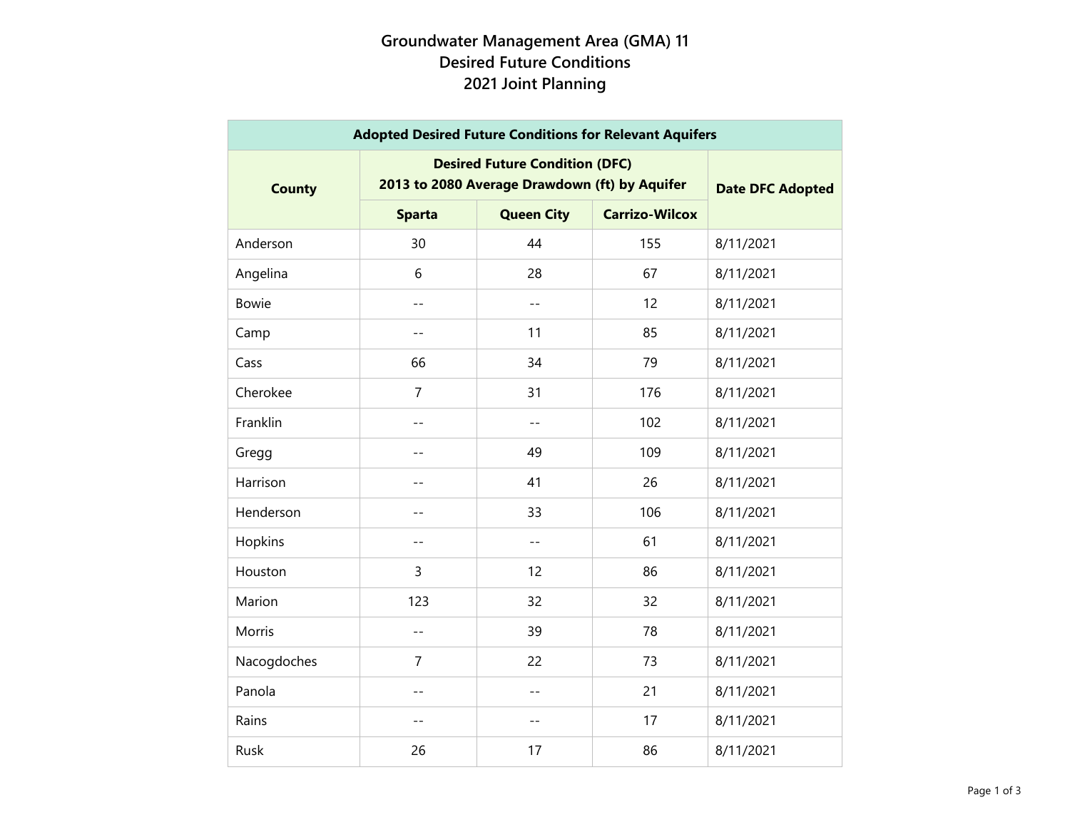# Groundwater Management Area (GMA) 11
## Desired Future Conditions
## 2021 Joint Planning

| Adopted Desired Future Conditions for Relevant Aquifers | | | | |
|---|---|---|---|---|
| County | Desired Future Condition (DFC) 2013 to 2080 Average Drawdown (ft) by Aquifer | | | Date DFC Adopted |
| | Sparta | Queen City | Carrizo-Wilcox | |
| Anderson | 30 | 44 | 155 | 8/11/2021 |
| Angelina | 6 | 28 | 67 | 8/11/2021 |
| Bowie | -- | -- | 12 | 8/11/2021 |
| Camp | -- | 11 | 85 | 8/11/2021 |
| Cass | 66 | 34 | 79 | 8/11/2021 |
| Cherokee | 7 | 31 | 176 | 8/11/2021 |
| Franklin | -- | -- | 102 | 8/11/2021 |
| Gregg | -- | 49 | 109 | 8/11/2021 |
| Harrison | -- | 41 | 26 | 8/11/2021 |
| Henderson | -- | 33 | 106 | 8/11/2021 |
| Hopkins | -- | -- | 61 | 8/11/2021 |
| Houston | 3 | 12 | 86 | 8/11/2021 |
| Marion | 123 | 32 | 32 | 8/11/2021 |
| Morris | -- | 39 | 78 | 8/11/2021 |
| Nacogdoches | 7 | 22 | 73 | 8/11/2021 |
| Panola | -- | -- | 21 | 8/11/2021 |
| Rains | -- | -- | 17 | 8/11/2021 |
| Rusk | 26 | 17 | 86 | 8/11/2021 |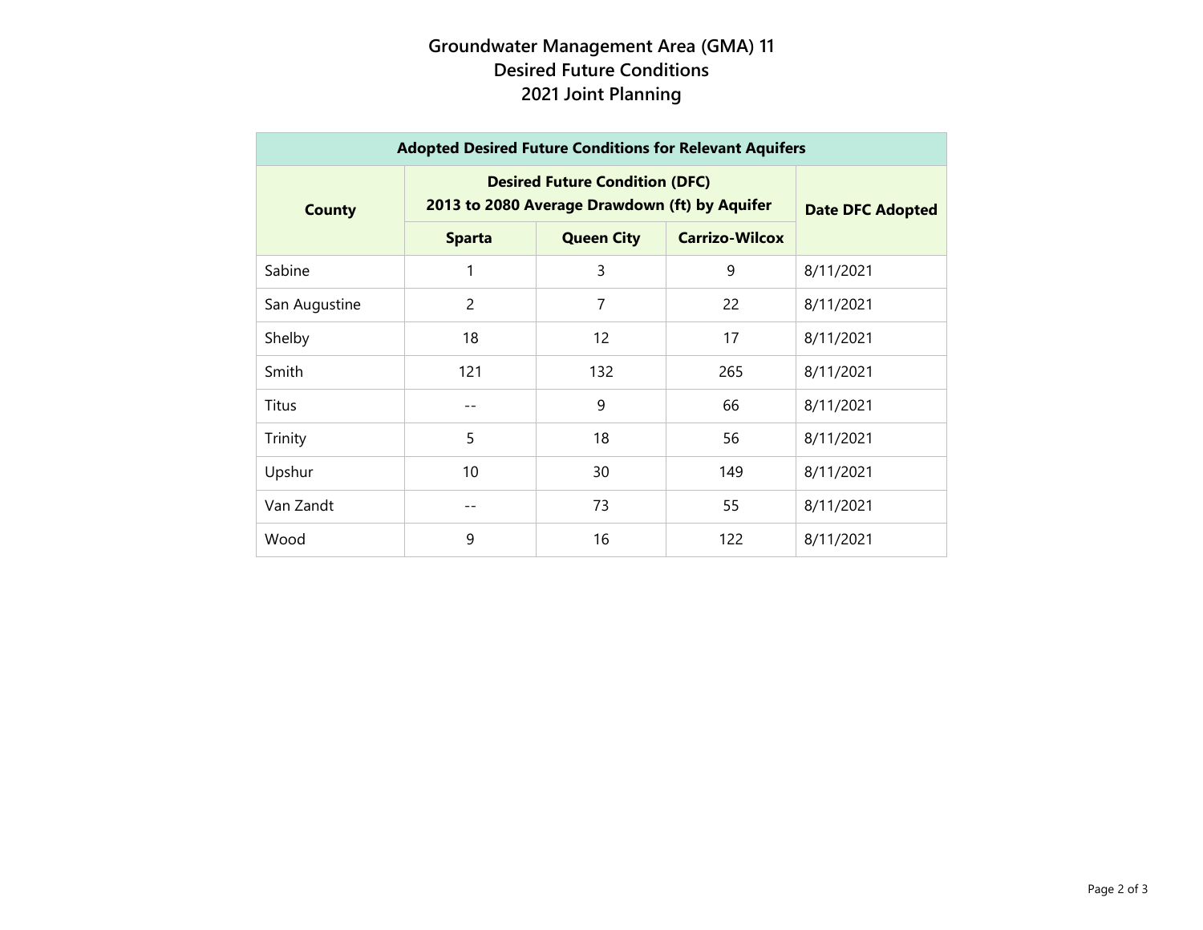# Groundwater Management Area (GMA) 11
# Desired Future Conditions
# 2021 Joint Planning

| Adopted Desired Future Conditions for Relevant Aquifers | | | | |
|---|---|---|---|---|
| County | Desired Future Condition (DFC) 2013 to 2080 Average Drawdown (ft) by Aquifer | | | Date DFC Adopted |
| | Sparta | Queen City | Carrizo-Wilcox | |
| Sabine | 1 | 3 | 9 | 8/11/2021 |
| San Augustine | 2 | 7 | 22 | 8/11/2021 |
| Shelby | 18 | 12 | 17 | 8/11/2021 |
| Smith | 121 | 132 | 265 | 8/11/2021 |
| Titus | -- | 9 | 66 | 8/11/2021 |
| Trinity | 5 | 18 | 56 | 8/11/2021 |
| Upshur | 10 | 30 | 149 | 8/11/2021 |
| Van Zandt | -- | 73 | 55 | 8/11/2021 |
| Wood | 9 | 16 | 122 | 8/11/2021 |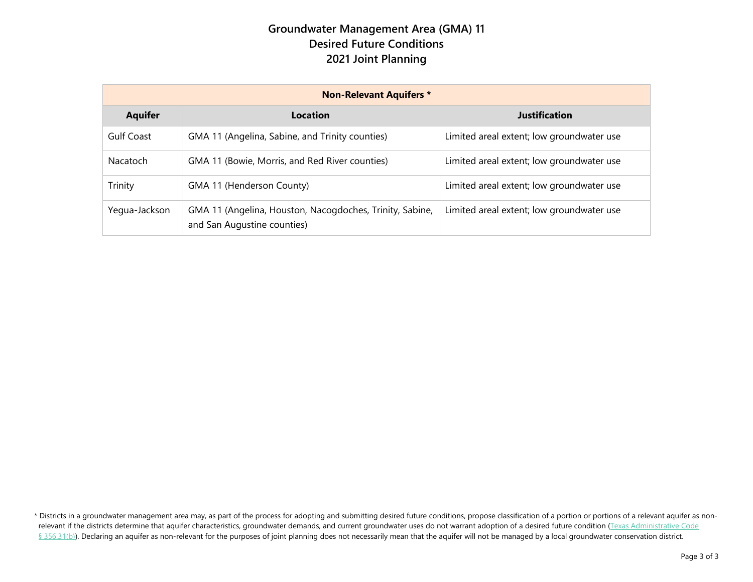# Groundwater Management Area (GMA) 11
# Desired Future Conditions
# 2021 Joint Planning

| Non-Relevant Aquifers * | | |
|---|---|---|
| **Aquifer** | **Location** | **Justification** |
| Gulf Coast | GMA 11 (Angelina, Sabine, and Trinity counties) | Limited areal extent; low groundwater use |
| Nacatoch | GMA 11 (Bowie, Morris, and Red River counties) | Limited areal extent; low groundwater use |
| Trinity | GMA 11 (Henderson County) | Limited areal extent; low groundwater use |
| Yegua-Jackson | GMA 11 (Angelina, Houston, Nacogdoches, Trinity, Sabine, and San Augustine counties) | Limited areal extent; low groundwater use |

\* Districts in a groundwater management area may, as part of the process for adopting and submitting desired future conditions, propose classification of a portion or portions of a relevant aquifer as non-relevant if the districts determine that aquifer characteristics, groundwater demands, and current groundwater uses do not warrant adoption of a desired future condition (Texas Administrative Code § 356.31(b)). Declaring an aquifer as non-relevant for the purposes of joint planning does not necessarily mean that the aquifer will not be managed by a local groundwater conservation district.